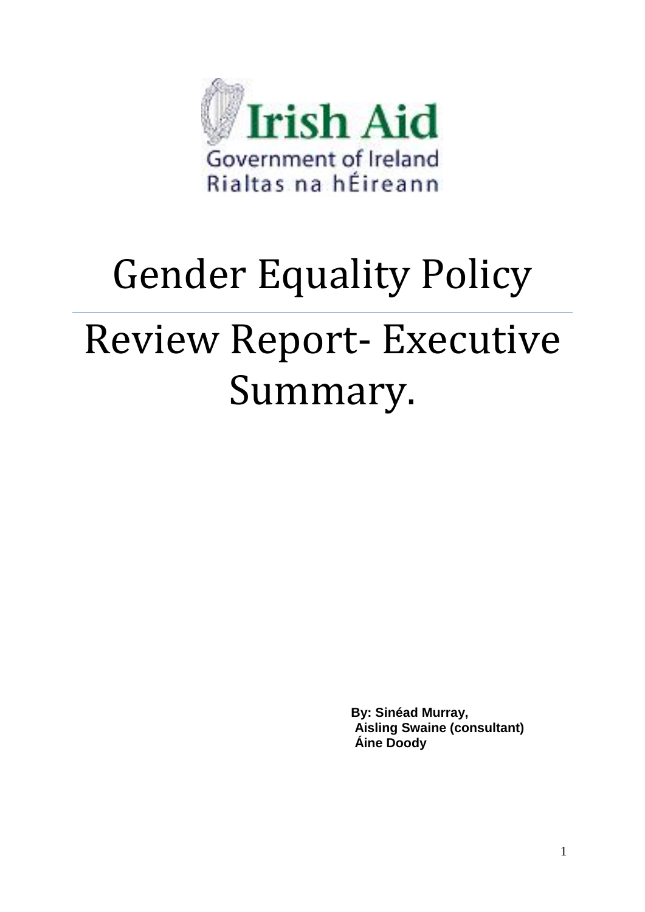Irish Aid

Government of Ireland

Rialtas na hÉireann

# Gender Equality Policy

# Review Report- Executive Summary.

**By: Sinéad Murray,**
**Aisling Swaine (consultant)**
**Áine Doody**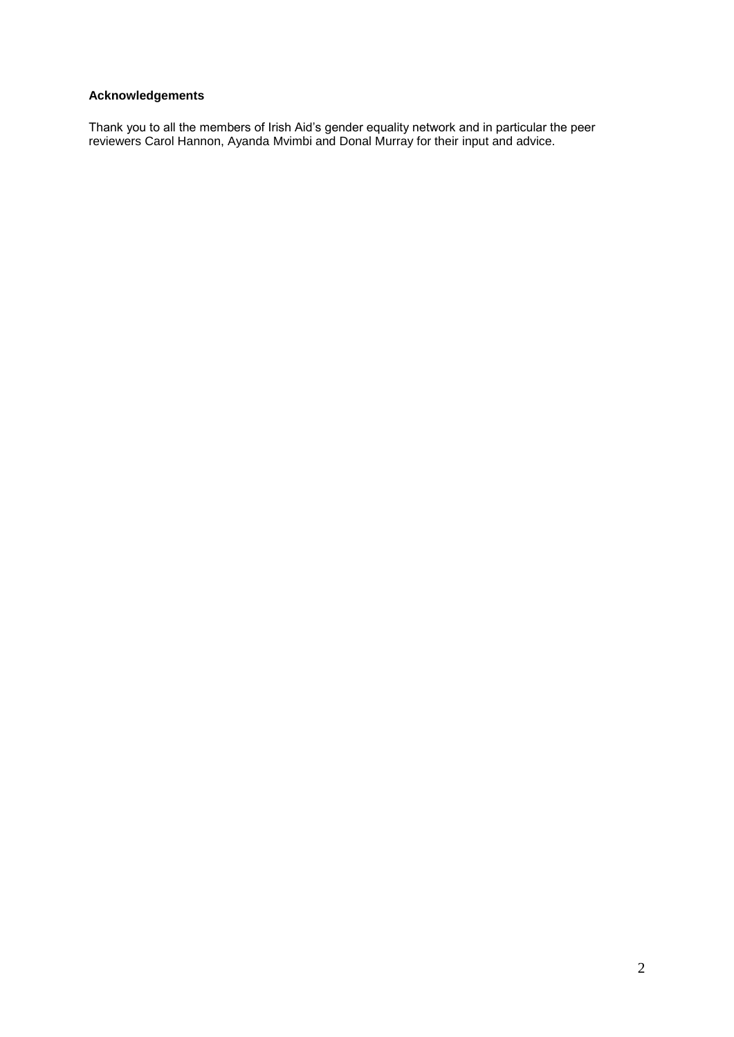**Acknowledgements**

Thank you to all the members of Irish Aid's gender equality network and in particular the peer reviewers Carol Hannon, Ayanda Mvimbi and Donal Murray for their input and advice.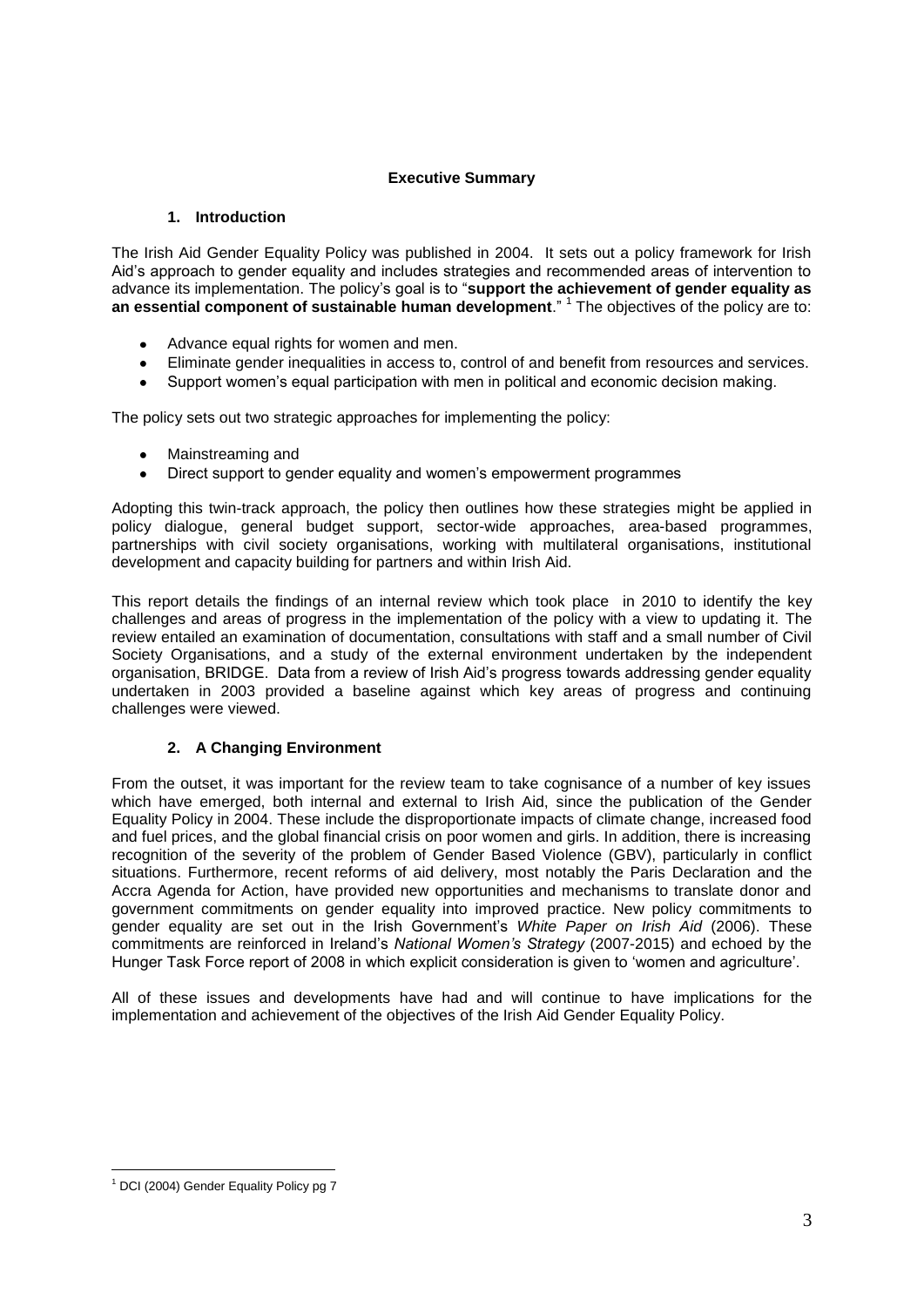## Executive Summary

### 1. Introduction

The Irish Aid Gender Equality Policy was published in 2004. It sets out a policy framework for Irish Aid's approach to gender equality and includes strategies and recommended areas of intervention to advance its implementation. The policy's goal is to "**support the achievement of gender equality as an essential component of sustainable human development**."[1] The objectives of the policy are to:

- Advance equal rights for women and men.
- Eliminate gender inequalities in access to, control of and benefit from resources and services.
- Support women's equal participation with men in political and economic decision making.

The policy sets out two strategic approaches for implementing the policy:

- Mainstreaming and
- Direct support to gender equality and women's empowerment programmes

Adopting this twin-track approach, the policy then outlines how these strategies might be applied in policy dialogue, general budget support, sector-wide approaches, area-based programmes, partnerships with civil society organisations, working with multilateral organisations, institutional development and capacity building for partners and within Irish Aid.

This report details the findings of an internal review which took place in 2010 to identify the key challenges and areas of progress in the implementation of the policy with a view to updating it. The review entailed an examination of documentation, consultations with staff and a small number of Civil Society Organisations, and a study of the external environment undertaken by the independent organisation, BRIDGE. Data from a review of Irish Aid's progress towards addressing gender equality undertaken in 2003 provided a baseline against which key areas of progress and continuing challenges were viewed.

### 2. A Changing Environment

From the outset, it was important for the review team to take cognisance of a number of key issues which have emerged, both internal and external to Irish Aid, since the publication of the Gender Equality Policy in 2004. These include the disproportionate impacts of climate change, increased food and fuel prices, and the global financial crisis on poor women and girls. In addition, there is increasing recognition of the severity of the problem of Gender Based Violence (GBV), particularly in conflict situations. Furthermore, recent reforms of aid delivery, most notably the Paris Declaration and the Accra Agenda for Action, have provided new opportunities and mechanisms to translate donor and government commitments on gender equality into improved practice. New policy commitments to gender equality are set out in the Irish Government's *White Paper on Irish Aid* (2006). These commitments are reinforced in Ireland's *National Women's Strategy* (2007-2015) and echoed by the Hunger Task Force report of 2008 in which explicit consideration is given to 'women and agriculture'.

All of these issues and developments have had and will continue to have implications for the implementation and achievement of the objectives of the Irish Aid Gender Equality Policy.

---

[1] DCI (2004) Gender Equality Policy pg 7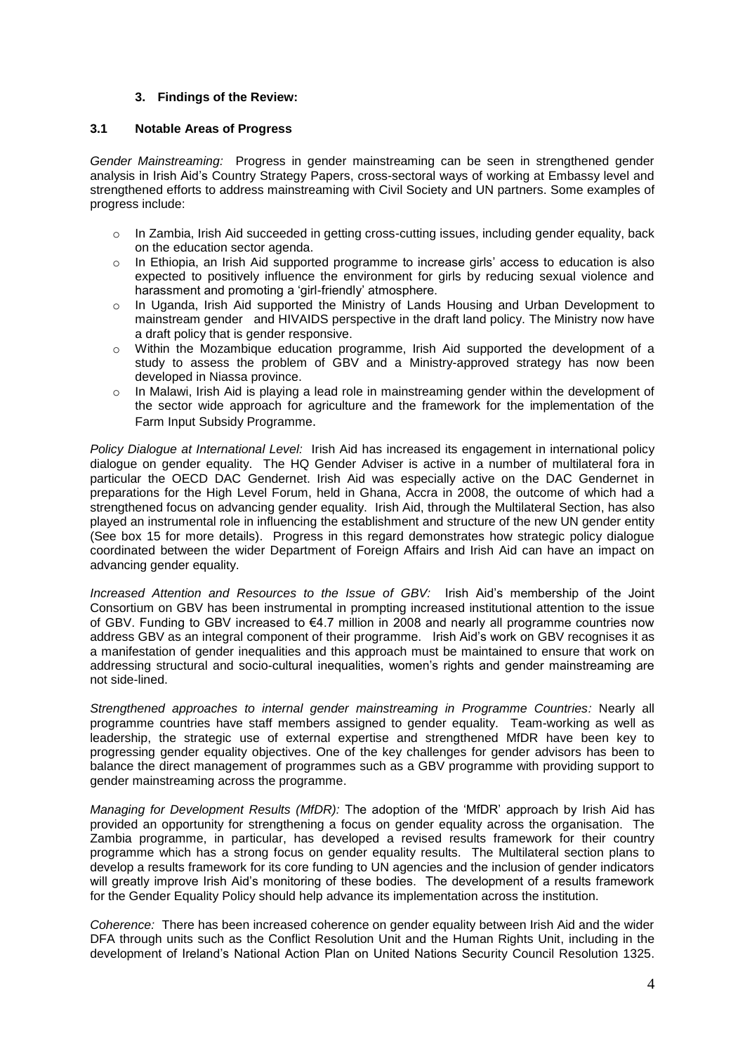### 3. Findings of the Review:

### 3.1 Notable Areas of Progress

*Gender Mainstreaming:* Progress in gender mainstreaming can be seen in strengthened gender analysis in Irish Aid's Country Strategy Papers, cross-sectoral ways of working at Embassy level and strengthened efforts to address mainstreaming with Civil Society and UN partners. Some examples of progress include:

- In Zambia, Irish Aid succeeded in getting cross-cutting issues, including gender equality, back on the education sector agenda.
- In Ethiopia, an Irish Aid supported programme to increase girls' access to education is also expected to positively influence the environment for girls by reducing sexual violence and harassment and promoting a 'girl-friendly' atmosphere.
- In Uganda, Irish Aid supported the Ministry of Lands Housing and Urban Development to mainstream gender and HIVAIDS perspective in the draft land policy. The Ministry now have a draft policy that is gender responsive.
- Within the Mozambique education programme, Irish Aid supported the development of a study to assess the problem of GBV and a Ministry-approved strategy has now been developed in Niassa province.
- In Malawi, Irish Aid is playing a lead role in mainstreaming gender within the development of the sector wide approach for agriculture and the framework for the implementation of the Farm Input Subsidy Programme.

*Policy Dialogue at International Level:* Irish Aid has increased its engagement in international policy dialogue on gender equality. The HQ Gender Adviser is active in a number of multilateral fora in particular the OECD DAC Gendernet. Irish Aid was especially active on the DAC Gendernet in preparations for the High Level Forum, held in Ghana, Accra in 2008, the outcome of which had a strengthened focus on advancing gender equality. Irish Aid, through the Multilateral Section, has also played an instrumental role in influencing the establishment and structure of the new UN gender entity (See box 15 for more details). Progress in this regard demonstrates how strategic policy dialogue coordinated between the wider Department of Foreign Affairs and Irish Aid can have an impact on advancing gender equality.

*Increased Attention and Resources to the Issue of GBV:* Irish Aid's membership of the Joint Consortium on GBV has been instrumental in prompting increased institutional attention to the issue of GBV. Funding to GBV increased to €4.7 million in 2008 and nearly all programme countries now address GBV as an integral component of their programme. Irish Aid's work on GBV recognises it as a manifestation of gender inequalities and this approach must be maintained to ensure that work on addressing structural and socio-cultural inequalities, women's rights and gender mainstreaming are not side-lined.

*Strengthened approaches to internal gender mainstreaming in Programme Countries:* Nearly all programme countries have staff members assigned to gender equality. Team-working as well as leadership, the strategic use of external expertise and strengthened MfDR have been key to progressing gender equality objectives. One of the key challenges for gender advisors has been to balance the direct management of programmes such as a GBV programme with providing support to gender mainstreaming across the programme.

*Managing for Development Results (MfDR):* The adoption of the 'MfDR' approach by Irish Aid has provided an opportunity for strengthening a focus on gender equality across the organisation. The Zambia programme, in particular, has developed a revised results framework for their country programme which has a strong focus on gender equality results. The Multilateral section plans to develop a results framework for its core funding to UN agencies and the inclusion of gender indicators will greatly improve Irish Aid's monitoring of these bodies. The development of a results framework for the Gender Equality Policy should help advance its implementation across the institution.

*Coherence:* There has been increased coherence on gender equality between Irish Aid and the wider DFA through units such as the Conflict Resolution Unit and the Human Rights Unit, including in the development of Ireland's National Action Plan on United Nations Security Council Resolution 1325.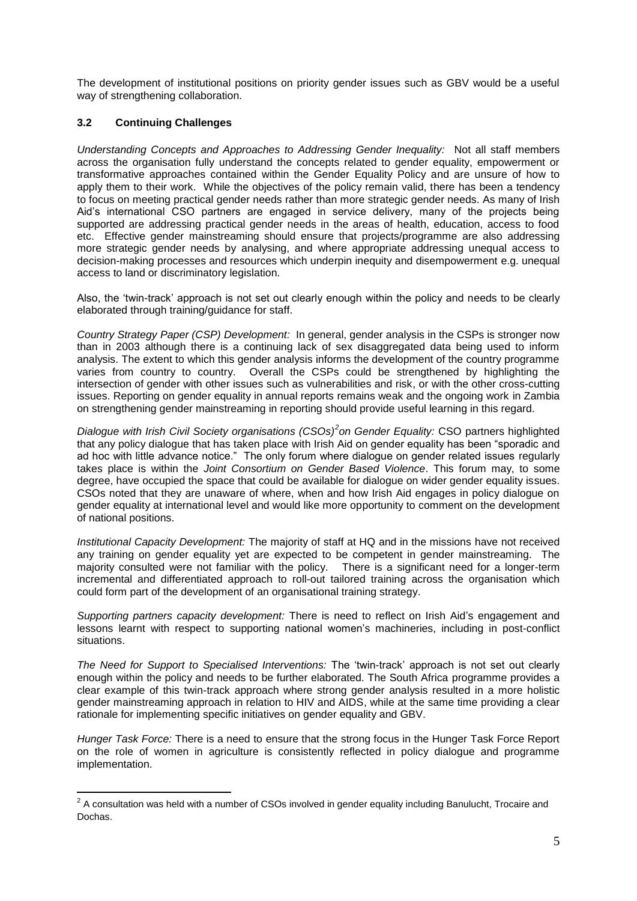The development of institutional positions on priority gender issues such as GBV would be a useful way of strengthening collaboration.

### 3.2 Continuing Challenges

*Understanding Concepts and Approaches to Addressing Gender Inequality:* Not all staff members across the organisation fully understand the concepts related to gender equality, empowerment or transformative approaches contained within the Gender Equality Policy and are unsure of how to apply them to their work. While the objectives of the policy remain valid, there has been a tendency to focus on meeting practical gender needs rather than more strategic gender needs. As many of Irish Aid's international CSO partners are engaged in service delivery, many of the projects being supported are addressing practical gender needs in the areas of health, education, access to food etc. Effective gender mainstreaming should ensure that projects/programme are also addressing more strategic gender needs by analysing, and where appropriate addressing unequal access to decision-making processes and resources which underpin inequity and disempowerment e.g. unequal access to land or discriminatory legislation.

Also, the 'twin-track' approach is not set out clearly enough within the policy and needs to be clearly elaborated through training/guidance for staff.

*Country Strategy Paper (CSP) Development:* In general, gender analysis in the CSPs is stronger now than in 2003 although there is a continuing lack of sex disaggregated data being used to inform analysis. The extent to which this gender analysis informs the development of the country programme varies from country to country. Overall the CSPs could be strengthened by highlighting the intersection of gender with other issues such as vulnerabilities and risk, or with the other cross-cutting issues. Reporting on gender equality in annual reports remains weak and the ongoing work in Zambia on strengthening gender mainstreaming in reporting should provide useful learning in this regard.

*Dialogue with Irish Civil Society organisations (CSOs)[2] on Gender Equality:* CSO partners highlighted that any policy dialogue that has taken place with Irish Aid on gender equality has been "sporadic and ad hoc with little advance notice." The only forum where dialogue on gender related issues regularly takes place is within the *Joint Consortium on Gender Based Violence*. This forum may, to some degree, have occupied the space that could be available for dialogue on wider gender equality issues. CSOs noted that they are unaware of where, when and how Irish Aid engages in policy dialogue on gender equality at international level and would like more opportunity to comment on the development of national positions.

*Institutional Capacity Development:* The majority of staff at HQ and in the missions have not received any training on gender equality yet are expected to be competent in gender mainstreaming. The majority consulted were not familiar with the policy. There is a significant need for a longer-term incremental and differentiated approach to roll-out tailored training across the organisation which could form part of the development of an organisational training strategy.

*Supporting partners capacity development:* There is need to reflect on Irish Aid's engagement and lessons learnt with respect to supporting national women's machineries, including in post-conflict situations.

*The Need for Support to Specialised Interventions:* The 'twin-track' approach is not set out clearly enough within the policy and needs to be further elaborated. The South Africa programme provides a clear example of this twin-track approach where strong gender analysis resulted in a more holistic gender mainstreaming approach in relation to HIV and AIDS, while at the same time providing a clear rationale for implementing specific initiatives on gender equality and GBV.

*Hunger Task Force:* There is a need to ensure that the strong focus in the Hunger Task Force Report on the role of women in agriculture is consistently reflected in policy dialogue and programme implementation.

---

[2] A consultation was held with a number of CSOs involved in gender equality including Banulucht, Trocaire and Dochas.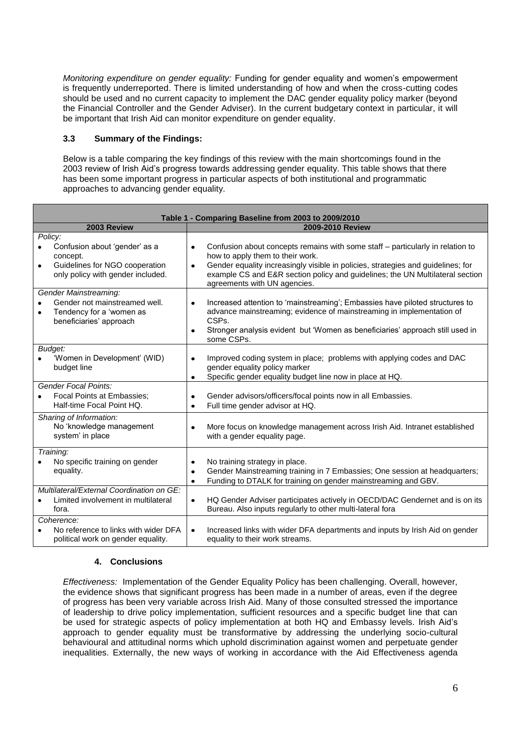*Monitoring expenditure on gender equality:* Funding for gender equality and women's empowerment is frequently underreported. There is limited understanding of how and when the cross-cutting codes should be used and no current capacity to implement the DAC gender equality policy marker (beyond the Financial Controller and the Gender Adviser). In the current budgetary context in particular, it will be important that Irish Aid can monitor expenditure on gender equality.

### 3.3 Summary of the Findings:

Below is a table comparing the key findings of this review with the main shortcomings found in the 2003 review of Irish Aid's progress towards addressing gender equality. This table shows that there has been some important progress in particular aspects of both institutional and programmatic approaches to advancing gender equality.

| Table 1 - Comparing Baseline from 2003 to 2009/2010 | |
|---|---|
| **2003 Review** | **2009-2010 Review** |
| *Policy:*<br>• Confusion about 'gender' as a concept.<br>• Guidelines for NGO cooperation only policy with gender included. | • Confusion about concepts remains with some staff – particularly in relation to how to apply them to their work.<br>• Gender equality increasingly visible in policies, strategies and guidelines; for example CS and E&R section policy and guidelines; the UN Multilateral section agreements with UN agencies. |
| *Gender Mainstreaming:*<br>• Gender not mainstreamed well.<br>• Tendency for a 'women as beneficiaries' approach | • Increased attention to 'mainstreaming'; Embassies have piloted structures to advance mainstreaming; evidence of mainstreaming in implementation of CSPs.<br>• Stronger analysis evident but 'Women as beneficiaries' approach still used in some CSPs. |
| *Budget:*<br>• 'Women in Development' (WID) budget line | • Improved coding system in place; problems with applying codes and DAC gender equality policy marker<br>• Specific gender equality budget line now in place at HQ. |
| *Gender Focal Points:*<br>• Focal Points at Embassies; Half-time Focal Point HQ. | • Gender advisors/officers/focal points now in all Embassies.<br>• Full time gender advisor at HQ. |
| *Sharing of Information:*<br>No 'knowledge management system' in place | • More focus on knowledge management across Irish Aid. Intranet established with a gender equality page. |
| *Training:*<br>• No specific training on gender equality. | • No training strategy in place.<br>• Gender Mainstreaming training in 7 Embassies; One session at headquarters;<br>• Funding to DTALK for training on gender mainstreaming and GBV. |
| *Multilateral/External Coordination on GE:*<br>• Limited involvement in multilateral fora. | • HQ Gender Adviser participates actively in OECD/DAC Gendernet and is on its Bureau. Also inputs regularly to other multi-lateral fora |
| *Coherence:*<br>• No reference to links with wider DFA political work on gender equality. | • Increased links with wider DFA departments and inputs by Irish Aid on gender equality to their work streams. |

## 4. Conclusions

*Effectiveness:* Implementation of the Gender Equality Policy has been challenging. Overall, however, the evidence shows that significant progress has been made in a number of areas, even if the degree of progress has been very variable across Irish Aid. Many of those consulted stressed the importance of leadership to drive policy implementation, sufficient resources and a specific budget line that can be used for strategic aspects of policy implementation at both HQ and Embassy levels. Irish Aid's approach to gender equality must be transformative by addressing the underlying socio-cultural behavioural and attitudinal norms which uphold discrimination against women and perpetuate gender inequalities. Externally, the new ways of working in accordance with the Aid Effectiveness agenda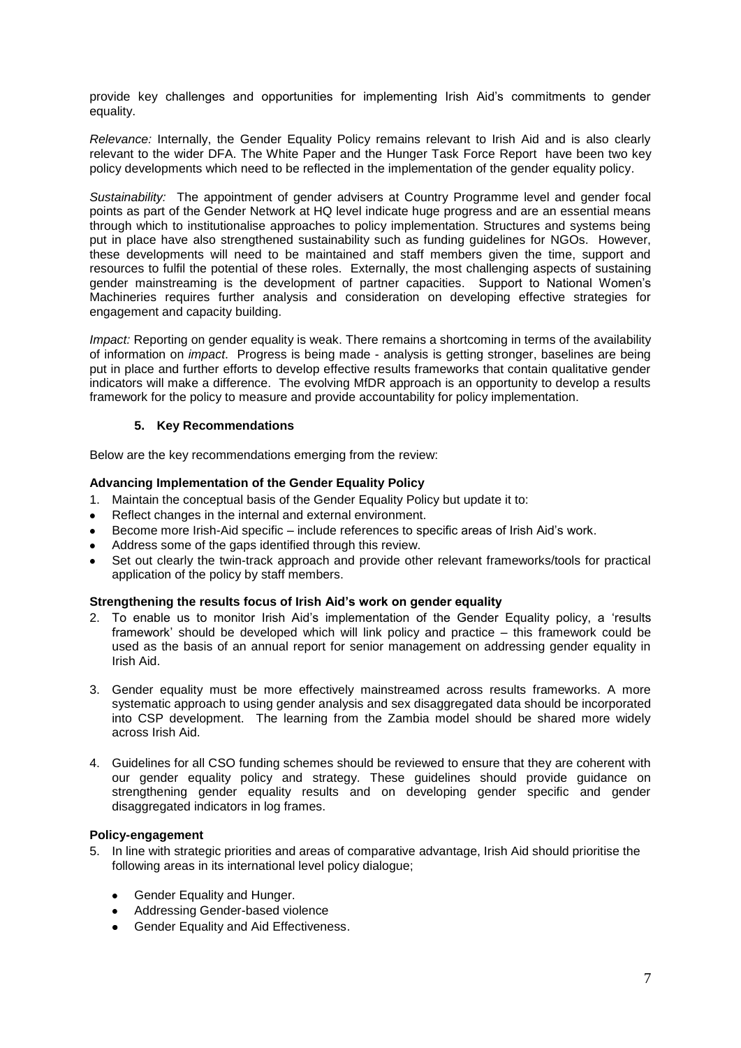provide key challenges and opportunities for implementing Irish Aid's commitments to gender equality.

*Relevance:* Internally, the Gender Equality Policy remains relevant to Irish Aid and is also clearly relevant to the wider DFA. The White Paper and the Hunger Task Force Report have been two key policy developments which need to be reflected in the implementation of the gender equality policy.

*Sustainability:* The appointment of gender advisers at Country Programme level and gender focal points as part of the Gender Network at HQ level indicate huge progress and are an essential means through which to institutionalise approaches to policy implementation. Structures and systems being put in place have also strengthened sustainability such as funding guidelines for NGOs. However, these developments will need to be maintained and staff members given the time, support and resources to fulfil the potential of these roles. Externally, the most challenging aspects of sustaining gender mainstreaming is the development of partner capacities. Support to National Women's Machineries requires further analysis and consideration on developing effective strategies for engagement and capacity building.

*Impact:* Reporting on gender equality is weak. There remains a shortcoming in terms of the availability of information on *impact*. Progress is being made - analysis is getting stronger, baselines are being put in place and further efforts to develop effective results frameworks that contain qualitative gender indicators will make a difference. The evolving MfDR approach is an opportunity to develop a results framework for the policy to measure and provide accountability for policy implementation.

## 5. Key Recommendations

Below are the key recommendations emerging from the review:

**Advancing Implementation of the Gender Equality Policy**

1. Maintain the conceptual basis of the Gender Equality Policy but update it to:
   - Reflect changes in the internal and external environment.
   - Become more Irish-Aid specific – include references to specific areas of Irish Aid's work.
   - Address some of the gaps identified through this review.
   - Set out clearly the twin-track approach and provide other relevant frameworks/tools for practical application of the policy by staff members.

**Strengthening the results focus of Irish Aid's work on gender equality**

2. To enable us to monitor Irish Aid's implementation of the Gender Equality policy, a 'results framework' should be developed which will link policy and practice – this framework could be used as the basis of an annual report for senior management on addressing gender equality in Irish Aid.

3. Gender equality must be more effectively mainstreamed across results frameworks. A more systematic approach to using gender analysis and sex disaggregated data should be incorporated into CSP development. The learning from the Zambia model should be shared more widely across Irish Aid.

4. Guidelines for all CSO funding schemes should be reviewed to ensure that they are coherent with our gender equality policy and strategy. These guidelines should provide guidance on strengthening gender equality results and on developing gender specific and gender disaggregated indicators in log frames.

**Policy-engagement**

5. In line with strategic priorities and areas of comparative advantage, Irish Aid should prioritise the following areas in its international level policy dialogue;
   - Gender Equality and Hunger.
   - Addressing Gender-based violence
   - Gender Equality and Aid Effectiveness.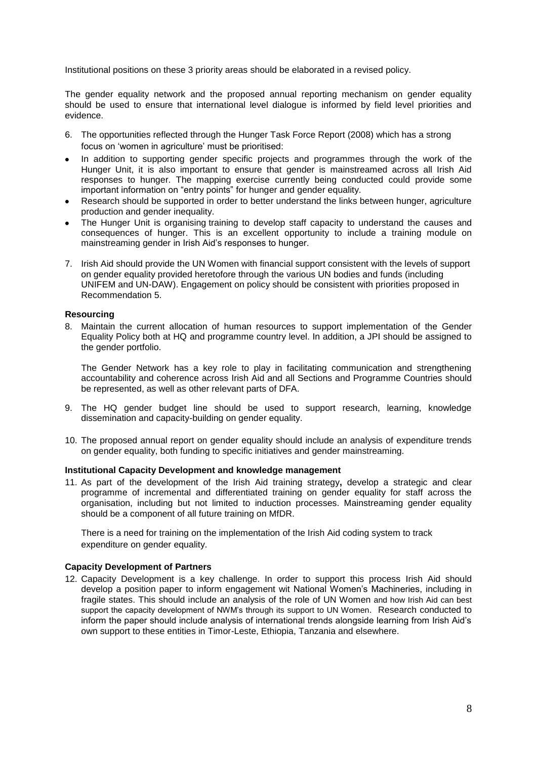Institutional positions on these 3 priority areas should be elaborated in a revised policy.

The gender equality network and the proposed annual reporting mechanism on gender equality should be used to ensure that international level dialogue is informed by field level priorities and evidence.

6. The opportunities reflected through the Hunger Task Force Report (2008) which has a strong focus on 'women in agriculture' must be prioritised:

- In addition to supporting gender specific projects and programmes through the work of the Hunger Unit, it is also important to ensure that gender is mainstreamed across all Irish Aid responses to hunger. The mapping exercise currently being conducted could provide some important information on "entry points" for hunger and gender equality.
- Research should be supported in order to better understand the links between hunger, agriculture production and gender inequality.
- The Hunger Unit is organising training to develop staff capacity to understand the causes and consequences of hunger. This is an excellent opportunity to include a training module on mainstreaming gender in Irish Aid's responses to hunger.

7. Irish Aid should provide the UN Women with financial support consistent with the levels of support on gender equality provided heretofore through the various UN bodies and funds (including UNIFEM and UN-DAW). Engagement on policy should be consistent with priorities proposed in Recommendation 5.

### Resourcing

8. Maintain the current allocation of human resources to support implementation of the Gender Equality Policy both at HQ and programme country level. In addition, a JPI should be assigned to the gender portfolio.

   The Gender Network has a key role to play in facilitating communication and strengthening accountability and coherence across Irish Aid and all Sections and Programme Countries should be represented, as well as other relevant parts of DFA.

9. The HQ gender budget line should be used to support research, learning, knowledge dissemination and capacity-building on gender equality.

10. The proposed annual report on gender equality should include an analysis of expenditure trends on gender equality, both funding to specific initiatives and gender mainstreaming.

### Institutional Capacity Development and knowledge management

11. As part of the development of the Irish Aid training strategy**,** develop a strategic and clear programme of incremental and differentiated training on gender equality for staff across the organisation, including but not limited to induction processes. Mainstreaming gender equality should be a component of all future training on MfDR.

    There is a need for training on the implementation of the Irish Aid coding system to track expenditure on gender equality.

### Capacity Development of Partners

12. Capacity Development is a key challenge. In order to support this process Irish Aid should develop a position paper to inform engagement wit National Women's Machineries, including in fragile states. This should include an analysis of the role of UN Women and how Irish Aid can best support the capacity development of NWM's through its support to UN Women. Research conducted to inform the paper should include analysis of international trends alongside learning from Irish Aid's own support to these entities in Timor-Leste, Ethiopia, Tanzania and elsewhere.